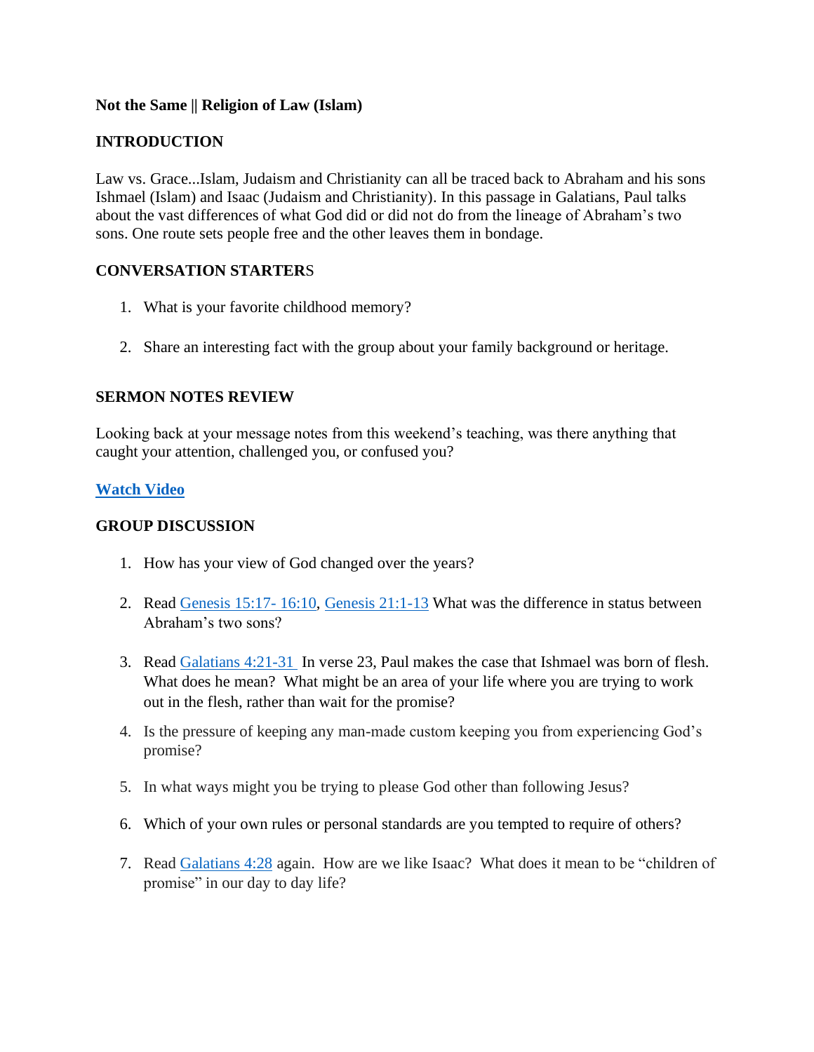**Not the Same || Religion of Law (Islam)**

## INTRODUCTION

Law vs. Grace...Islam, Judaism and Christianity can all be traced back to Abraham and his sons Ishmael (Islam) and Isaac (Judaism and Christianity). In this passage in Galatians, Paul talks about the vast differences of what God did or did not do from the lineage of Abraham's two sons. One route sets people free and the other leaves them in bondage.

## CONVERSATION STARTERS

1. What is your favorite childhood memory?
2. Share an interesting fact with the group about your family background or heritage.

## SERMON NOTES REVIEW

Looking back at your message notes from this weekend's teaching, was there anything that caught your attention, challenged you, or confused you?

**Watch Video**

## GROUP DISCUSSION

1. How has your view of God changed over the years?
2. Read Genesis 15:17- 16:10, Genesis 21:1-13 What was the difference in status between Abraham's two sons?
3. Read Galatians 4:21-31 In verse 23, Paul makes the case that Ishmael was born of flesh. What does he mean? What might be an area of your life where you are trying to work out in the flesh, rather than wait for the promise?
4. Is the pressure of keeping any man-made custom keeping you from experiencing God's promise?
5. In what ways might you be trying to please God other than following Jesus?
6. Which of your own rules or personal standards are you tempted to require of others?
7. Read Galatians 4:28 again. How are we like Isaac? What does it mean to be "children of promise" in our day to day life?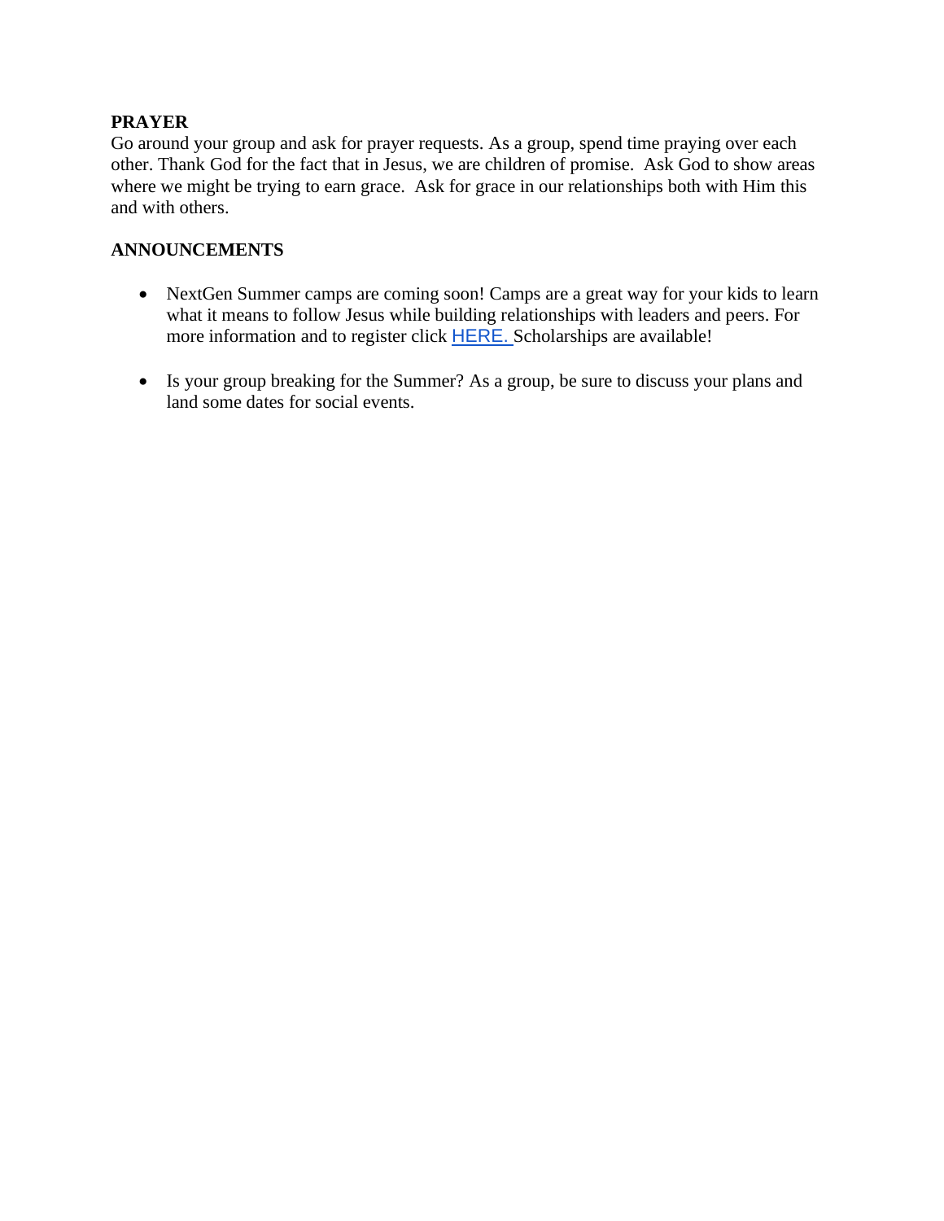**PRAYER**

Go around your group and ask for prayer requests. As a group, spend time praying over each other. Thank God for the fact that in Jesus, we are children of promise. Ask God to show areas where we might be trying to earn grace. Ask for grace in our relationships both with Him this and with others.

**ANNOUNCEMENTS**

- NextGen Summer camps are coming soon! Camps are a great way for your kids to learn what it means to follow Jesus while building relationships with leaders and peers. For more information and to register click HERE. Scholarships are available!

- Is your group breaking for the Summer? As a group, be sure to discuss your plans and land some dates for social events.